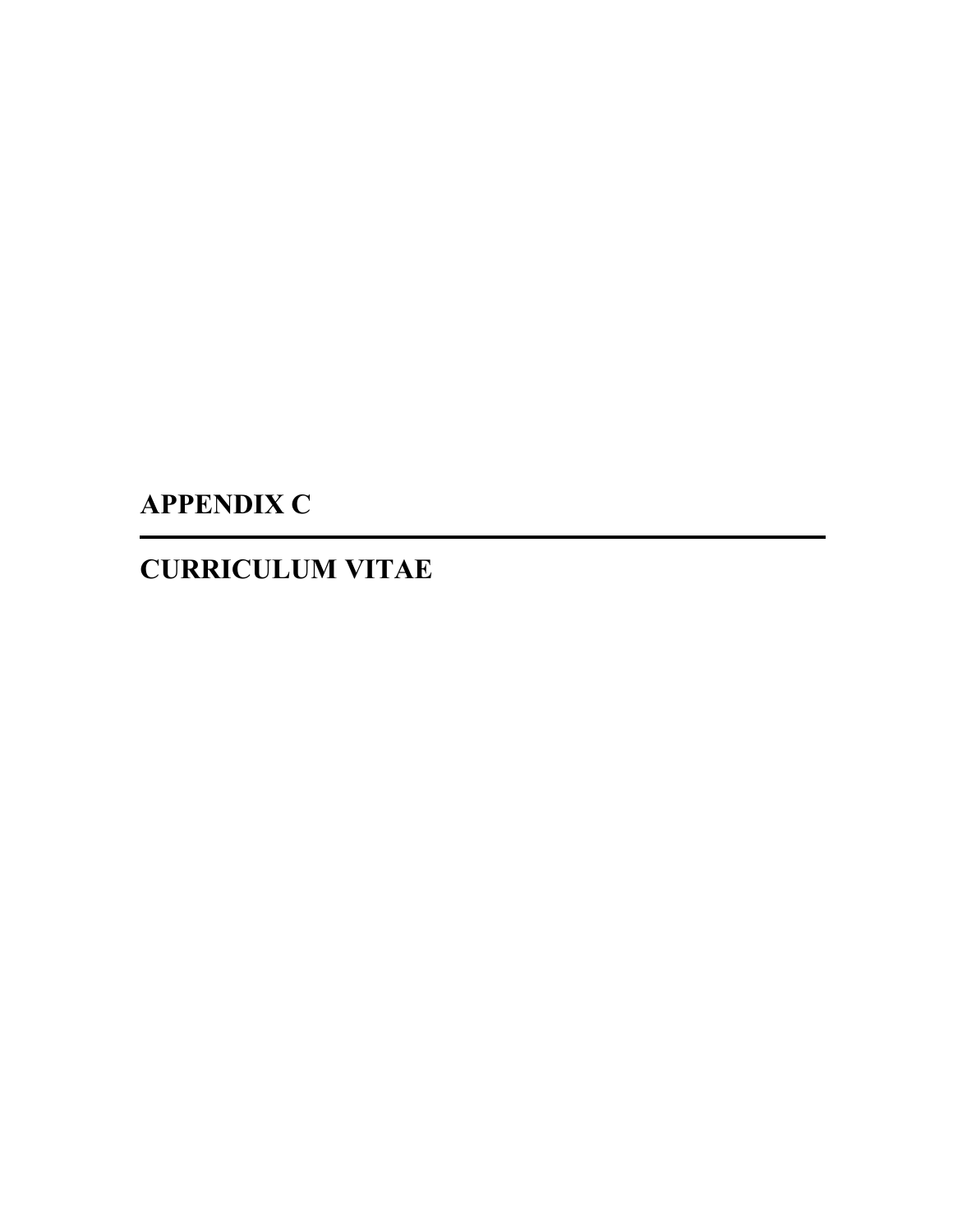# APPENDIX C

---

# CURRICULUM VITAE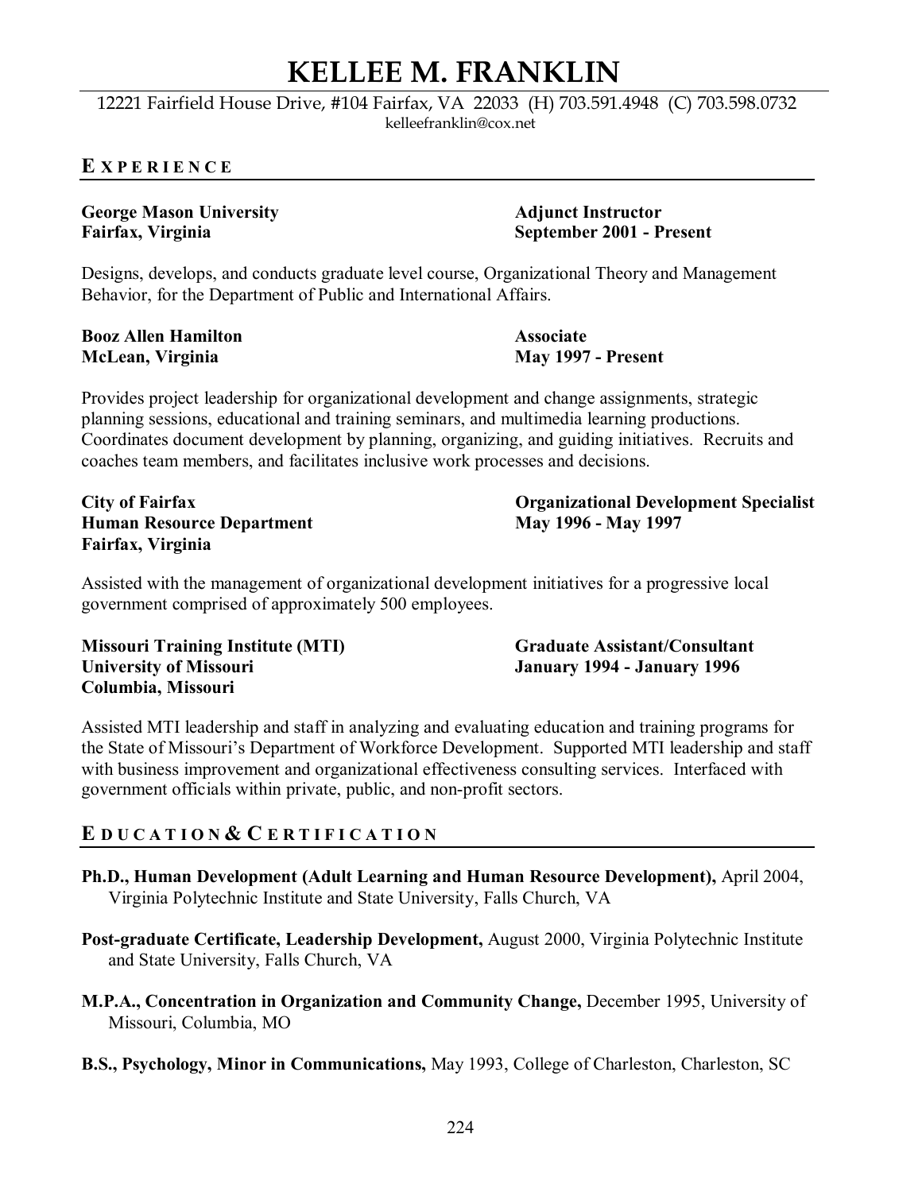# KELLEE M. FRANKLIN

12221 Fairfield House Drive, #104 Fairfax, VA 22033 (H) 703.591.4948 (C) 703.598.0732
kelleefranklin@cox.net

## EXPERIENCE

**George Mason University** — **Adjunct Instructor**
**Fairfax, Virginia** — **September 2001 - Present**

Designs, develops, and conducts graduate level course, Organizational Theory and Management Behavior, for the Department of Public and International Affairs.

**Booz Allen Hamilton** — **Associate**
**McLean, Virginia** — **May 1997 - Present**

Provides project leadership for organizational development and change assignments, strategic planning sessions, educational and training seminars, and multimedia learning productions. Coordinates document development by planning, organizing, and guiding initiatives. Recruits and coaches team members, and facilitates inclusive work processes and decisions.

**City of Fairfax** — **Organizational Development Specialist**
**Human Resource Department** — **May 1996 - May 1997**
**Fairfax, Virginia**

Assisted with the management of organizational development initiatives for a progressive local government comprised of approximately 500 employees.

**Missouri Training Institute (MTI)** — **Graduate Assistant/Consultant**
**University of Missouri** — **January 1994 - January 1996**
**Columbia, Missouri**

Assisted MTI leadership and staff in analyzing and evaluating education and training programs for the State of Missouri's Department of Workforce Development. Supported MTI leadership and staff with business improvement and organizational effectiveness consulting services. Interfaced with government officials within private, public, and non-profit sectors.

## EDUCATION & CERTIFICATION

**Ph.D., Human Development (Adult Learning and Human Resource Development),** April 2004, Virginia Polytechnic Institute and State University, Falls Church, VA

**Post-graduate Certificate, Leadership Development,** August 2000, Virginia Polytechnic Institute and State University, Falls Church, VA

**M.P.A., Concentration in Organization and Community Change,** December 1995, University of Missouri, Columbia, MO

**B.S., Psychology, Minor in Communications,** May 1993, College of Charleston, Charleston, SC